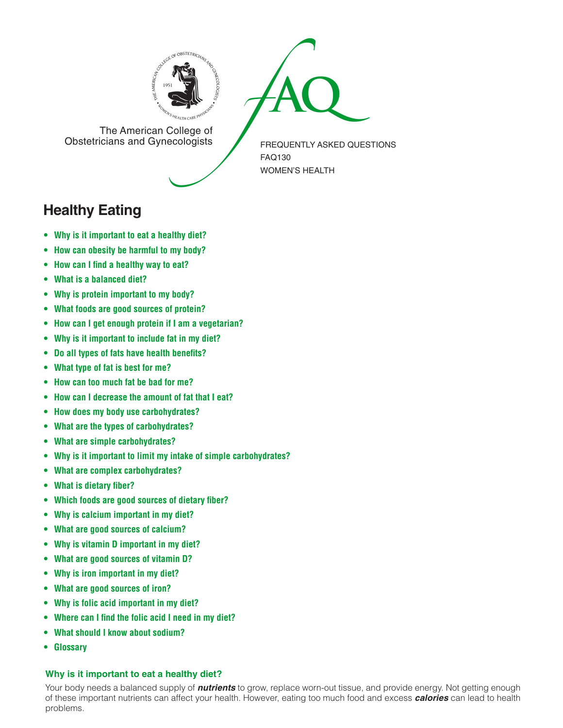The American College of Obstetricians and Gynecologists

FREQUENTLY ASKED QUESTIONS
FAQ130
WOMEN'S HEALTH

# Healthy Eating

- **Why is it important to eat a healthy diet?**
- **How can obesity be harmful to my body?**
- **How can I find a healthy way to eat?**
- **What is a balanced diet?**
- **Why is protein important to my body?**
- **What foods are good sources of protein?**
- **How can I get enough protein if I am a vegetarian?**
- **Why is it important to include fat in my diet?**
- **Do all types of fats have health benefits?**
- **What type of fat is best for me?**
- **How can too much fat be bad for me?**
- **How can I decrease the amount of fat that I eat?**
- **How does my body use carbohydrates?**
- **What are the types of carbohydrates?**
- **What are simple carbohydrates?**
- **Why is it important to limit my intake of simple carbohydrates?**
- **What are complex carbohydrates?**
- **What is dietary fiber?**
- **Which foods are good sources of dietary fiber?**
- **Why is calcium important in my diet?**
- **What are good sources of calcium?**
- **Why is vitamin D important in my diet?**
- **What are good sources of vitamin D?**
- **Why is iron important in my diet?**
- **What are good sources of iron?**
- **Why is folic acid important in my diet?**
- **Where can I find the folic acid I need in my diet?**
- **What should I know about sodium?**
- **Glossary**

### Why is it important to eat a healthy diet?

Your body needs a balanced supply of ***nutrients*** to grow, replace worn-out tissue, and provide energy. Not getting enough of these important nutrients can affect your health. However, eating too much food and excess ***calories*** can lead to health problems.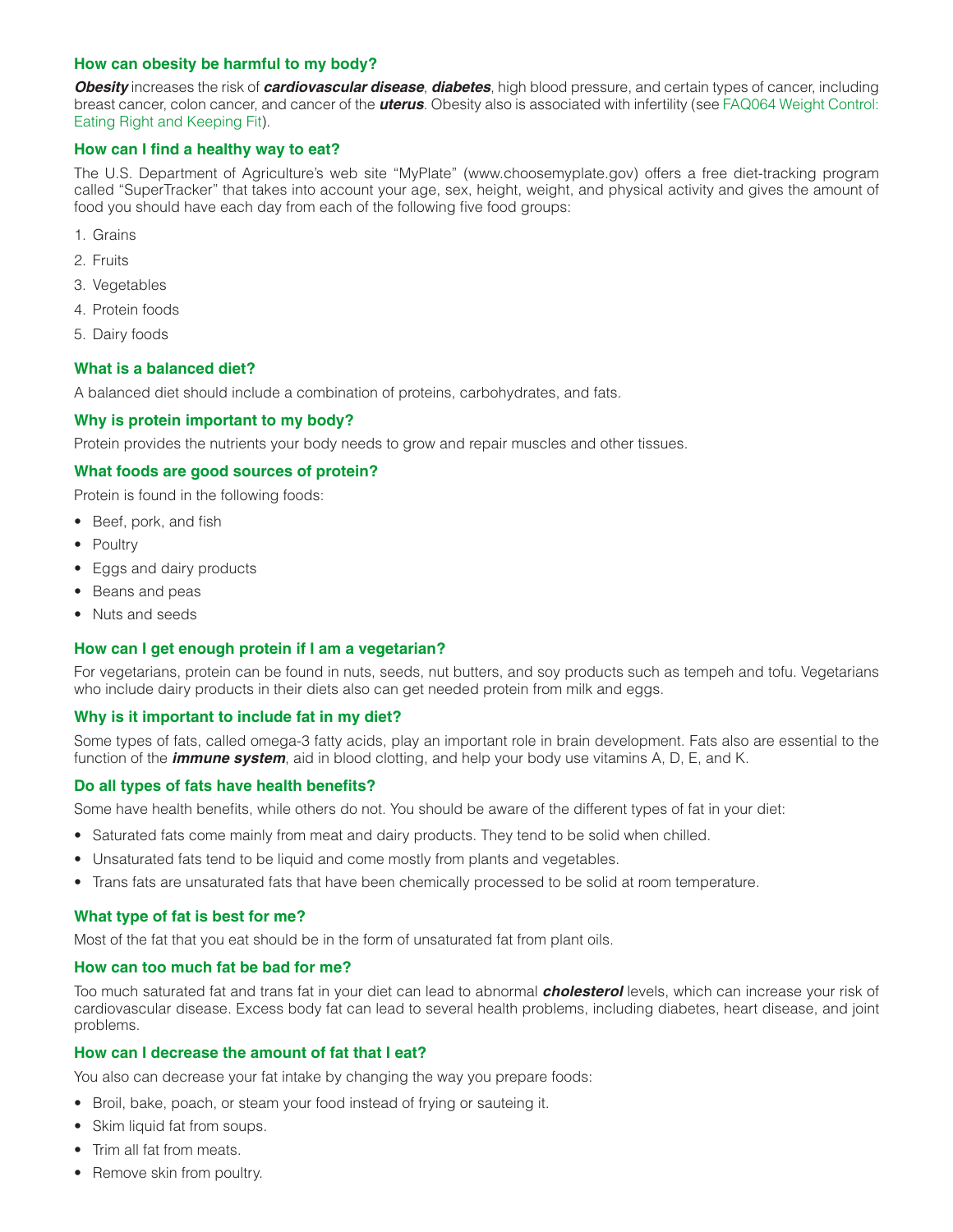### How can obesity be harmful to my body?

***Obesity*** increases the risk of ***cardiovascular disease***, ***diabetes***, high blood pressure, and certain types of cancer, including breast cancer, colon cancer, and cancer of the ***uterus***. Obesity also is associated with infertility (see FAQ064 Weight Control: Eating Right and Keeping Fit).

### How can I find a healthy way to eat?

The U.S. Department of Agriculture's web site "MyPlate" (www.choosemyplate.gov) offers a free diet-tracking program called "SuperTracker" that takes into account your age, sex, height, weight, and physical activity and gives the amount of food you should have each day from each of the following five food groups:

1. Grains
2. Fruits
3. Vegetables
4. Protein foods
5. Dairy foods

### What is a balanced diet?

A balanced diet should include a combination of proteins, carbohydrates, and fats.

### Why is protein important to my body?

Protein provides the nutrients your body needs to grow and repair muscles and other tissues.

### What foods are good sources of protein?

Protein is found in the following foods:

- Beef, pork, and fish
- Poultry
- Eggs and dairy products
- Beans and peas
- Nuts and seeds

### How can I get enough protein if I am a vegetarian?

For vegetarians, protein can be found in nuts, seeds, nut butters, and soy products such as tempeh and tofu. Vegetarians who include dairy products in their diets also can get needed protein from milk and eggs.

### Why is it important to include fat in my diet?

Some types of fats, called omega-3 fatty acids, play an important role in brain development. Fats also are essential to the function of the ***immune system***, aid in blood clotting, and help your body use vitamins A, D, E, and K.

### Do all types of fats have health benefits?

Some have health benefits, while others do not. You should be aware of the different types of fat in your diet:

- Saturated fats come mainly from meat and dairy products. They tend to be solid when chilled.
- Unsaturated fats tend to be liquid and come mostly from plants and vegetables.
- Trans fats are unsaturated fats that have been chemically processed to be solid at room temperature.

### What type of fat is best for me?

Most of the fat that you eat should be in the form of unsaturated fat from plant oils.

### How can too much fat be bad for me?

Too much saturated fat and trans fat in your diet can lead to abnormal ***cholesterol*** levels, which can increase your risk of cardiovascular disease. Excess body fat can lead to several health problems, including diabetes, heart disease, and joint problems.

### How can I decrease the amount of fat that I eat?

You also can decrease your fat intake by changing the way you prepare foods:

- Broil, bake, poach, or steam your food instead of frying or sauteing it.
- Skim liquid fat from soups.
- Trim all fat from meats.
- Remove skin from poultry.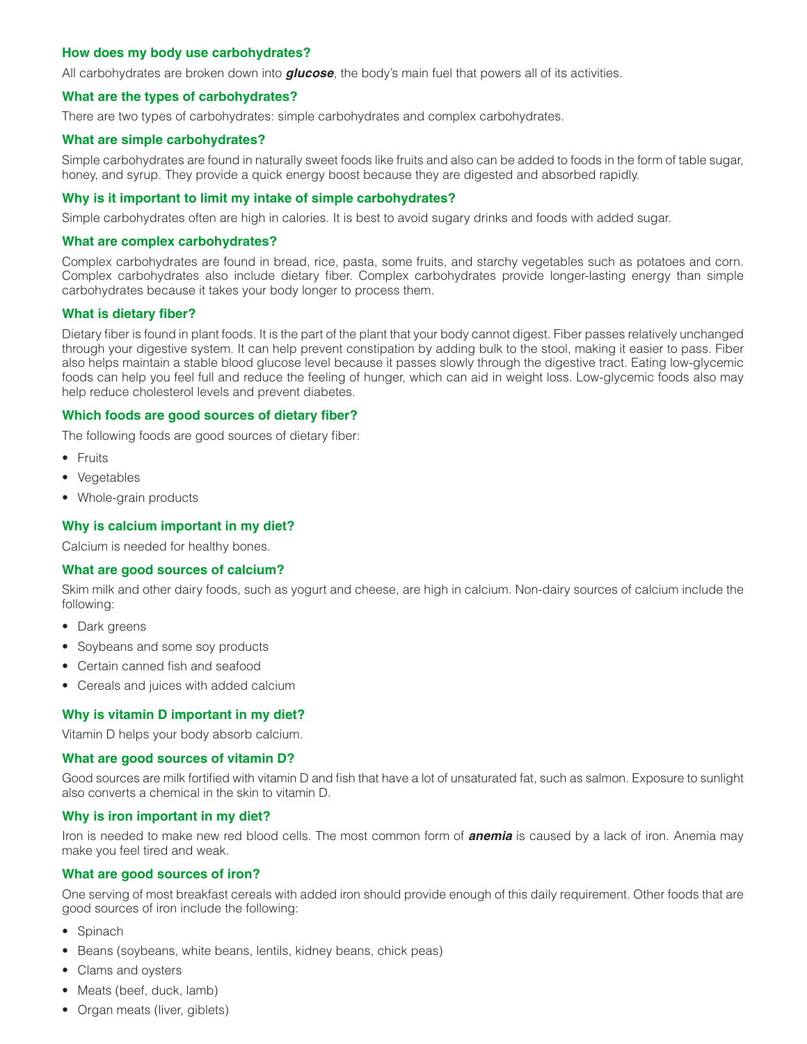### How does my body use carbohydrates?

All carbohydrates are broken down into ***glucose***, the body's main fuel that powers all of its activities.

### What are the types of carbohydrates?

There are two types of carbohydrates: simple carbohydrates and complex carbohydrates.

### What are simple carbohydrates?

Simple carbohydrates are found in naturally sweet foods like fruits and also can be added to foods in the form of table sugar, honey, and syrup. They provide a quick energy boost because they are digested and absorbed rapidly.

### Why is it important to limit my intake of simple carbohydrates?

Simple carbohydrates often are high in calories. It is best to avoid sugary drinks and foods with added sugar.

### What are complex carbohydrates?

Complex carbohydrates are found in bread, rice, pasta, some fruits, and starchy vegetables such as potatoes and corn. Complex carbohydrates also include dietary fiber. Complex carbohydrates provide longer-lasting energy than simple carbohydrates because it takes your body longer to process them.

### What is dietary fiber?

Dietary fiber is found in plant foods. It is the part of the plant that your body cannot digest. Fiber passes relatively unchanged through your digestive system. It can help prevent constipation by adding bulk to the stool, making it easier to pass. Fiber also helps maintain a stable blood glucose level because it passes slowly through the digestive tract. Eating low-glycemic foods can help you feel full and reduce the feeling of hunger, which can aid in weight loss. Low-glycemic foods also may help reduce cholesterol levels and prevent diabetes.

### Which foods are good sources of dietary fiber?

The following foods are good sources of dietary fiber:

- Fruits
- Vegetables
- Whole-grain products

### Why is calcium important in my diet?

Calcium is needed for healthy bones.

### What are good sources of calcium?

Skim milk and other dairy foods, such as yogurt and cheese, are high in calcium. Non-dairy sources of calcium include the following:

- Dark greens
- Soybeans and some soy products
- Certain canned fish and seafood
- Cereals and juices with added calcium

### Why is vitamin D important in my diet?

Vitamin D helps your body absorb calcium.

### What are good sources of vitamin D?

Good sources are milk fortified with vitamin D and fish that have a lot of unsaturated fat, such as salmon. Exposure to sunlight also converts a chemical in the skin to vitamin D.

### Why is iron important in my diet?

Iron is needed to make new red blood cells. The most common form of ***anemia*** is caused by a lack of iron. Anemia may make you feel tired and weak.

### What are good sources of iron?

One serving of most breakfast cereals with added iron should provide enough of this daily requirement. Other foods that are good sources of iron include the following:

- Spinach
- Beans (soybeans, white beans, lentils, kidney beans, chick peas)
- Clams and oysters
- Meats (beef, duck, lamb)
- Organ meats (liver, giblets)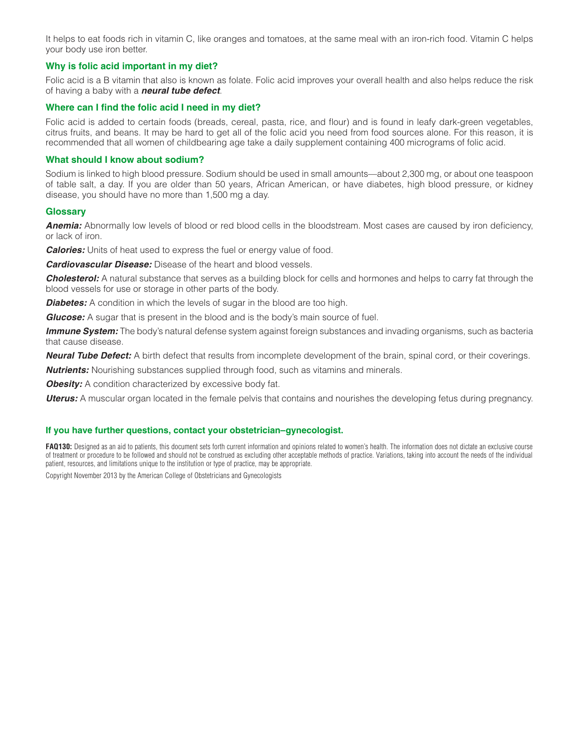It helps to eat foods rich in vitamin C, like oranges and tomatoes, at the same meal with an iron-rich food. Vitamin C helps your body use iron better.

### Why is folic acid important in my diet?

Folic acid is a B vitamin that also is known as folate. Folic acid improves your overall health and also helps reduce the risk of having a baby with a ***neural tube defect***.

### Where can I find the folic acid I need in my diet?

Folic acid is added to certain foods (breads, cereal, pasta, rice, and flour) and is found in leafy dark-green vegetables, citrus fruits, and beans. It may be hard to get all of the folic acid you need from food sources alone. For this reason, it is recommended that all women of childbearing age take a daily supplement containing 400 micrograms of folic acid.

### What should I know about sodium?

Sodium is linked to high blood pressure. Sodium should be used in small amounts—about 2,300 mg, or about one teaspoon of table salt, a day. If you are older than 50 years, African American, or have diabetes, high blood pressure, or kidney disease, you should have no more than 1,500 mg a day.

### Glossary

***Anemia:*** Abnormally low levels of blood or red blood cells in the bloodstream. Most cases are caused by iron deficiency, or lack of iron.

***Calories:*** Units of heat used to express the fuel or energy value of food.

***Cardiovascular Disease:*** Disease of the heart and blood vessels.

***Cholesterol:*** A natural substance that serves as a building block for cells and hormones and helps to carry fat through the blood vessels for use or storage in other parts of the body.

***Diabetes:*** A condition in which the levels of sugar in the blood are too high.

***Glucose:*** A sugar that is present in the blood and is the body's main source of fuel.

***Immune System:*** The body's natural defense system against foreign substances and invading organisms, such as bacteria that cause disease.

***Neural Tube Defect:*** A birth defect that results from incomplete development of the brain, spinal cord, or their coverings.

***Nutrients:*** Nourishing substances supplied through food, such as vitamins and minerals.

***Obesity:*** A condition characterized by excessive body fat.

***Uterus:*** A muscular organ located in the female pelvis that contains and nourishes the developing fetus during pregnancy.

**If you have further questions, contact your obstetrician–gynecologist.**

**FAQ130:** Designed as an aid to patients, this document sets forth current information and opinions related to women's health. The information does not dictate an exclusive course of treatment or procedure to be followed and should not be construed as excluding other acceptable methods of practice. Variations, taking into account the needs of the individual patient, resources, and limitations unique to the institution or type of practice, may be appropriate.

Copyright November 2013 by the American College of Obstetricians and Gynecologists